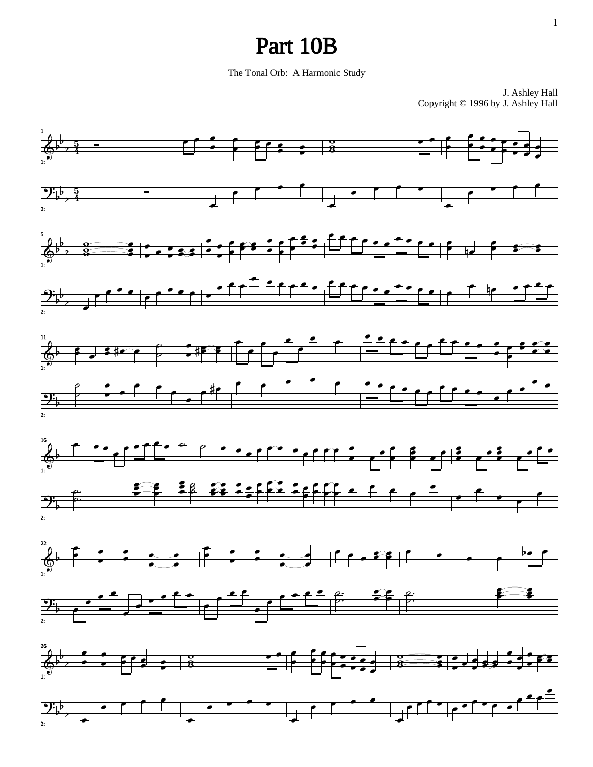# Part 10B

The Tonal Orb: A Harmonic Study

J. Ashley Hall
Copyright © 1996 by J. Ashley Hall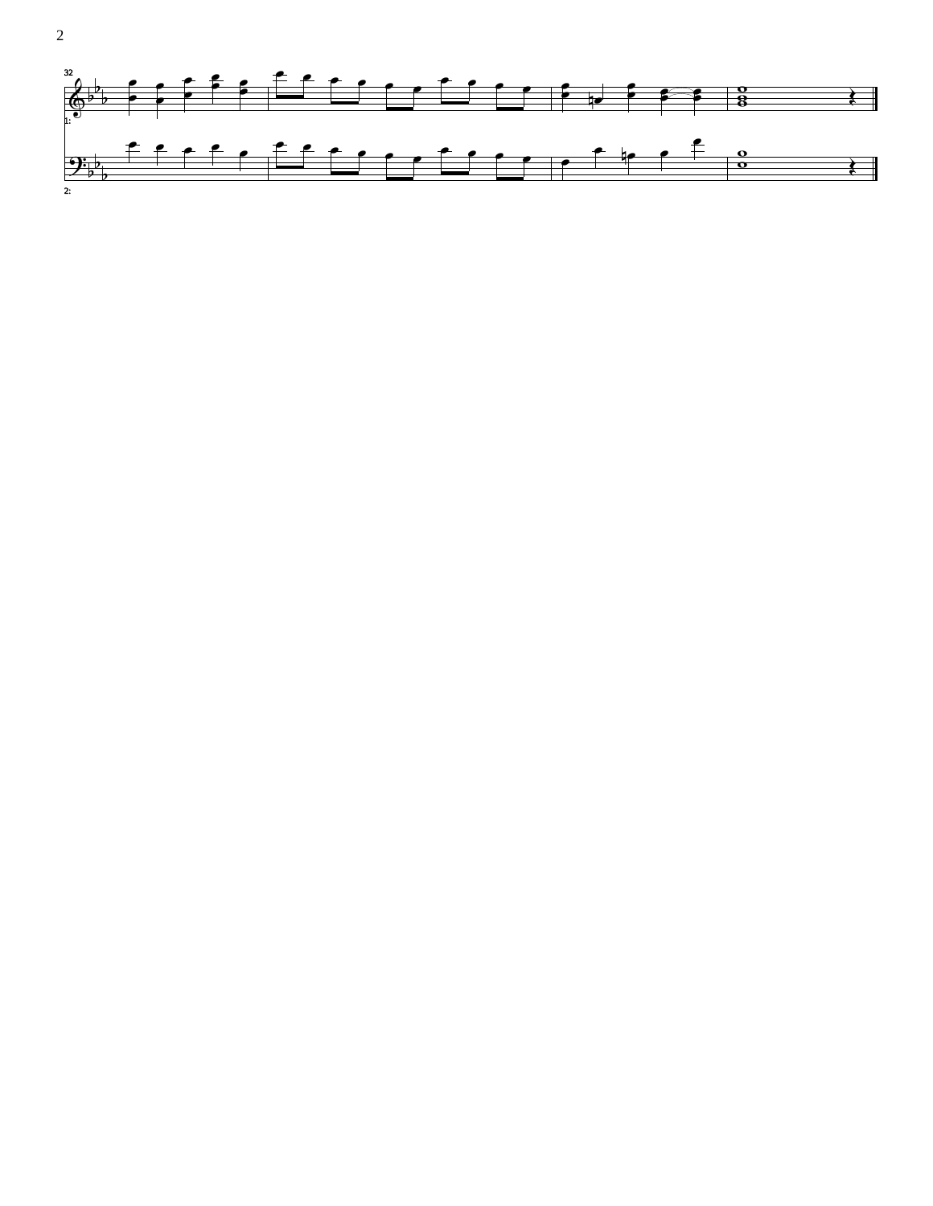32

1:

2: